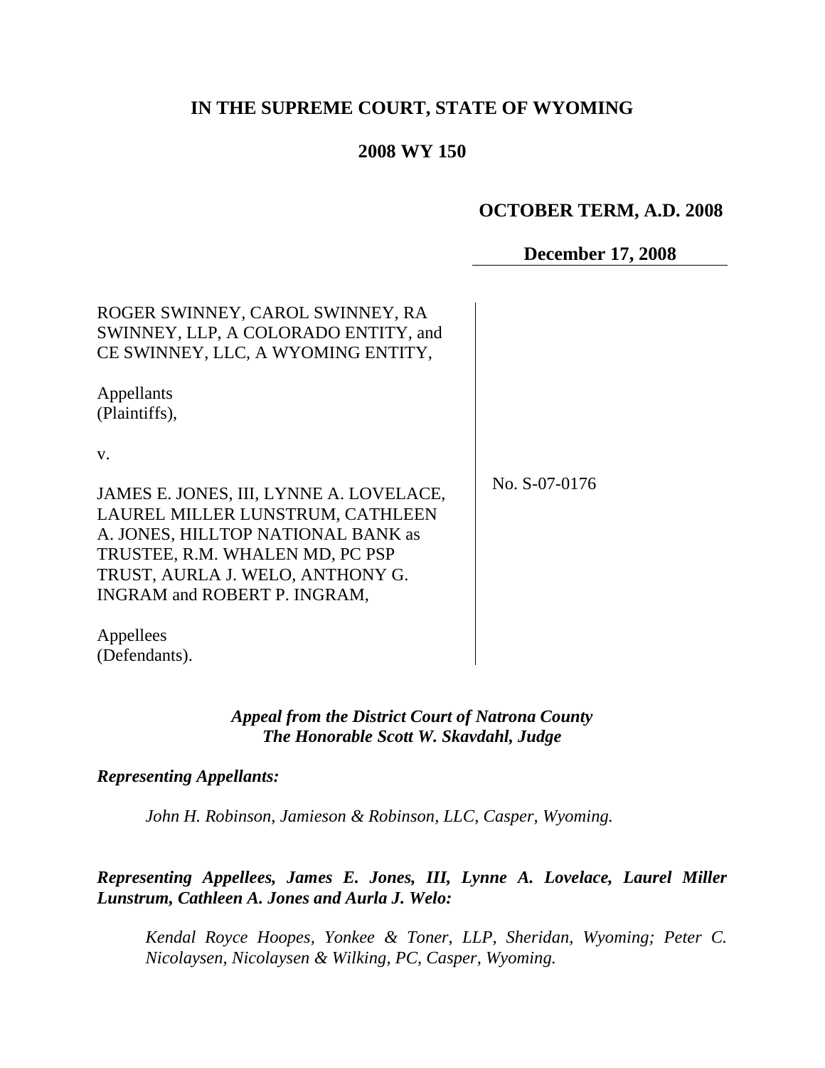# IN THE SUPREME COURT, STATE OF WYOMING

## 2008 WY 150

**OCTOBER TERM, A.D. 2008**

**December 17, 2008**

ROGER SWINNEY, CAROL SWINNEY, RA SWINNEY, LLP, A COLORADO ENTITY, and CE SWINNEY, LLC, A WYOMING ENTITY,

Appellants
(Plaintiffs),

v.

JAMES E. JONES, III, LYNNE A. LOVELACE, LAUREL MILLER LUNSTRUM, CATHLEEN A. JONES, HILLTOP NATIONAL BANK as TRUSTEE, R.M. WHALEN MD, PC PSP TRUST, AURLA J. WELO, ANTHONY G. INGRAM and ROBERT P. INGRAM,

Appellees
(Defendants).

No. S-07-0176

***Appeal from the District Court of Natrona County***
***The Honorable Scott W. Skavdahl, Judge***

***Representing Appellants:***

*John H. Robinson, Jamieson & Robinson, LLC, Casper, Wyoming.*

***Representing Appellees, James E. Jones, III, Lynne A. Lovelace, Laurel Miller Lunstrum, Cathleen A. Jones and Aurla J. Welo:***

*Kendal Royce Hoopes, Yonkee & Toner, LLP, Sheridan, Wyoming; Peter C. Nicolaysen, Nicolaysen & Wilking, PC, Casper, Wyoming.*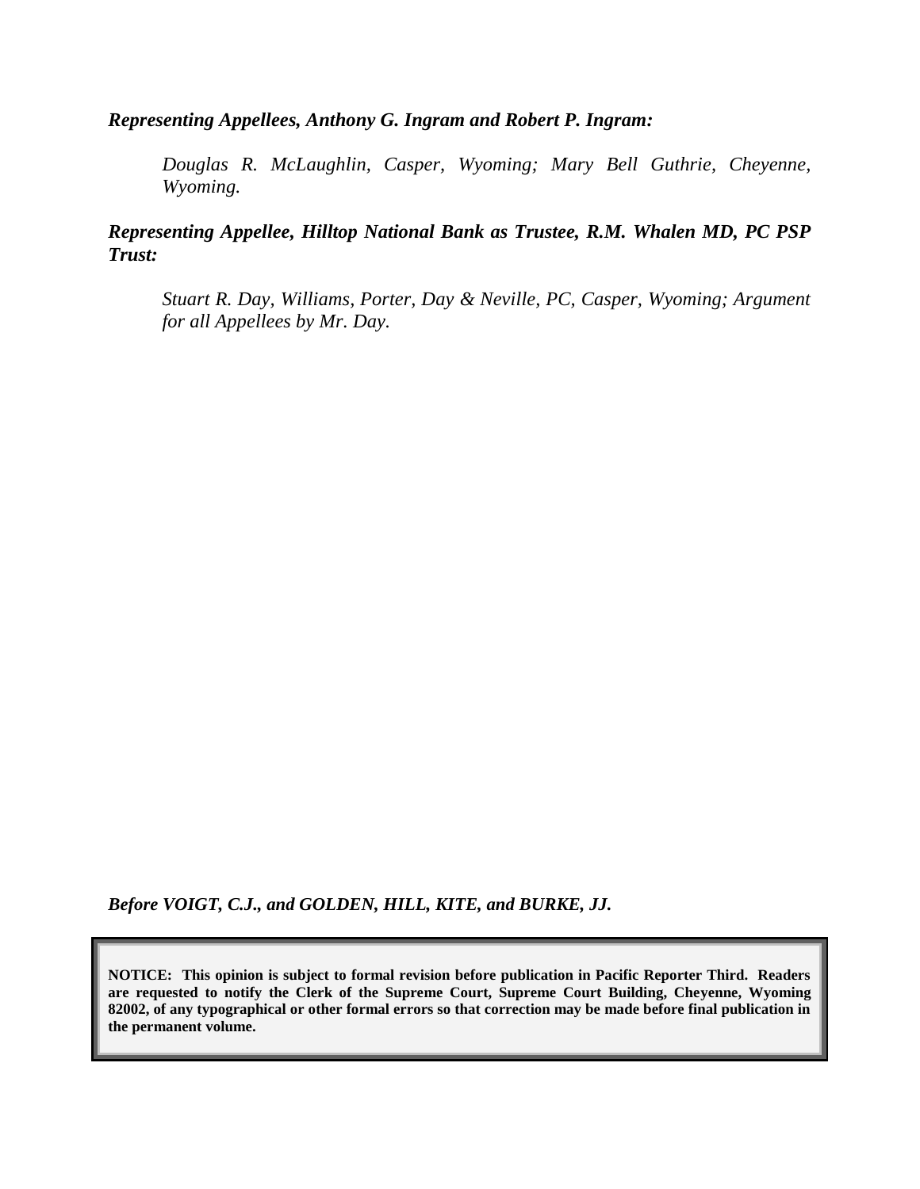***Representing Appellees, Anthony G. Ingram and Robert P. Ingram:***

> *Douglas R. McLaughlin, Casper, Wyoming; Mary Bell Guthrie, Cheyenne, Wyoming.*

***Representing Appellee, Hilltop National Bank as Trustee, R.M. Whalen MD, PC PSP Trust:***

> *Stuart R. Day, Williams, Porter, Day & Neville, PC, Casper, Wyoming; Argument for all Appellees by Mr. Day.*

***Before VOIGT, C.J., and GOLDEN, HILL, KITE, and BURKE, JJ.***

**NOTICE: This opinion is subject to formal revision before publication in Pacific Reporter Third. Readers are requested to notify the Clerk of the Supreme Court, Supreme Court Building, Cheyenne, Wyoming 82002, of any typographical or other formal errors so that correction may be made before final publication in the permanent volume.**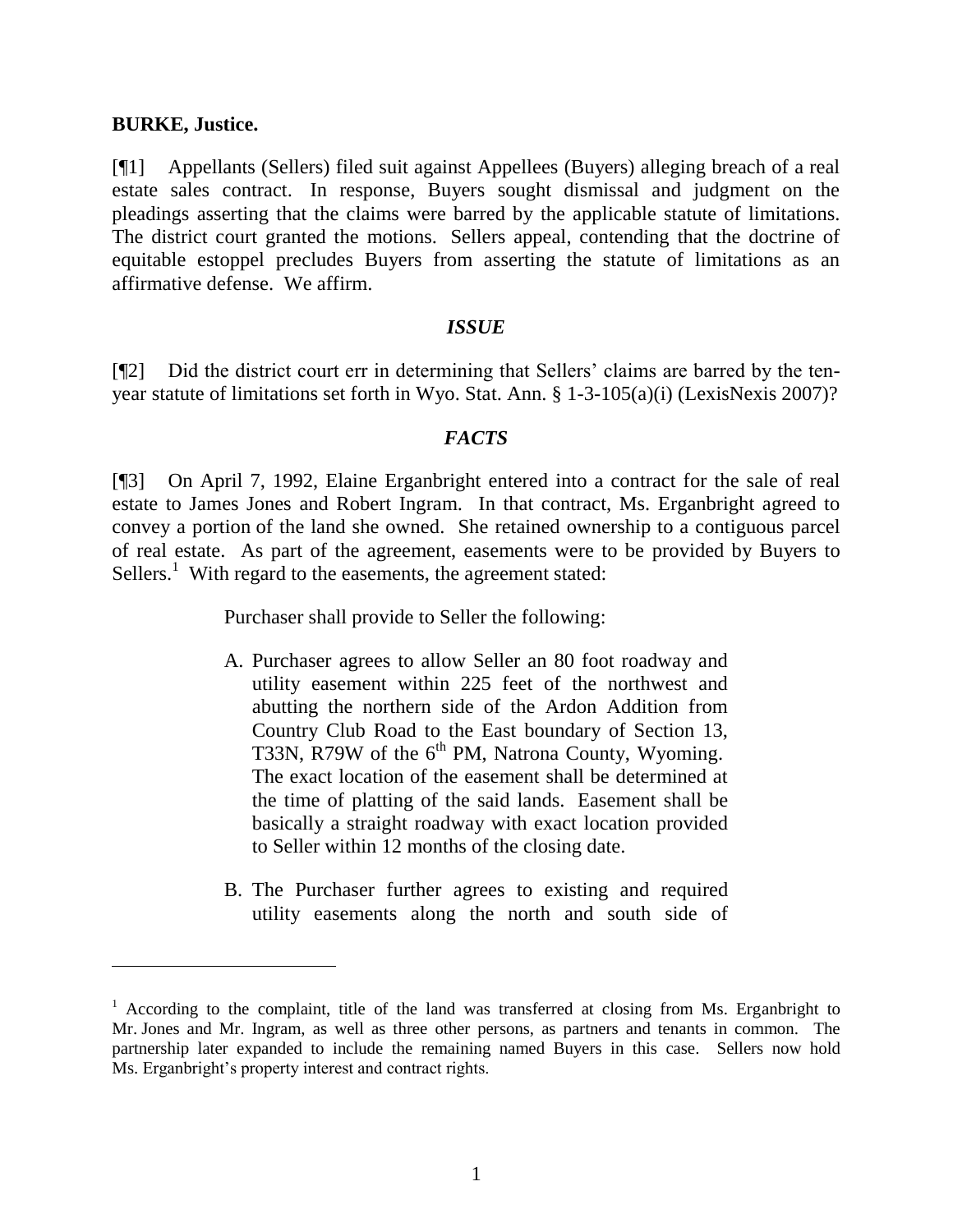**BURKE, Justice.**

[¶1] Appellants (Sellers) filed suit against Appellees (Buyers) alleging breach of a real estate sales contract. In response, Buyers sought dismissal and judgment on the pleadings asserting that the claims were barred by the applicable statute of limitations. The district court granted the motions. Sellers appeal, contending that the doctrine of equitable estoppel precludes Buyers from asserting the statute of limitations as an affirmative defense. We affirm.

### *ISSUE*

[¶2] Did the district court err in determining that Sellers' claims are barred by the ten-year statute of limitations set forth in Wyo. Stat. Ann. § 1-3-105(a)(i) (LexisNexis 2007)?

### *FACTS*

[¶3] On April 7, 1992, Elaine Erganbright entered into a contract for the sale of real estate to James Jones and Robert Ingram. In that contract, Ms. Erganbright agreed to convey a portion of the land she owned. She retained ownership to a contiguous parcel of real estate. As part of the agreement, easements were to be provided by Buyers to Sellers.[1] With regard to the easements, the agreement stated:

> Purchaser shall provide to Seller the following:
>
> A. Purchaser agrees to allow Seller an 80 foot roadway and utility easement within 225 feet of the northwest and abutting the northern side of the Ardon Addition from Country Club Road to the East boundary of Section 13, T33N, R79W of the 6th PM, Natrona County, Wyoming. The exact location of the easement shall be determined at the time of platting of the said lands. Easement shall be basically a straight roadway with exact location provided to Seller within 12 months of the closing date.
>
> B. The Purchaser further agrees to existing and required utility easements along the north and south side of

---

[1] According to the complaint, title of the land was transferred at closing from Ms. Erganbright to Mr. Jones and Mr. Ingram, as well as three other persons, as partners and tenants in common. The partnership later expanded to include the remaining named Buyers in this case. Sellers now hold Ms. Erganbright's property interest and contract rights.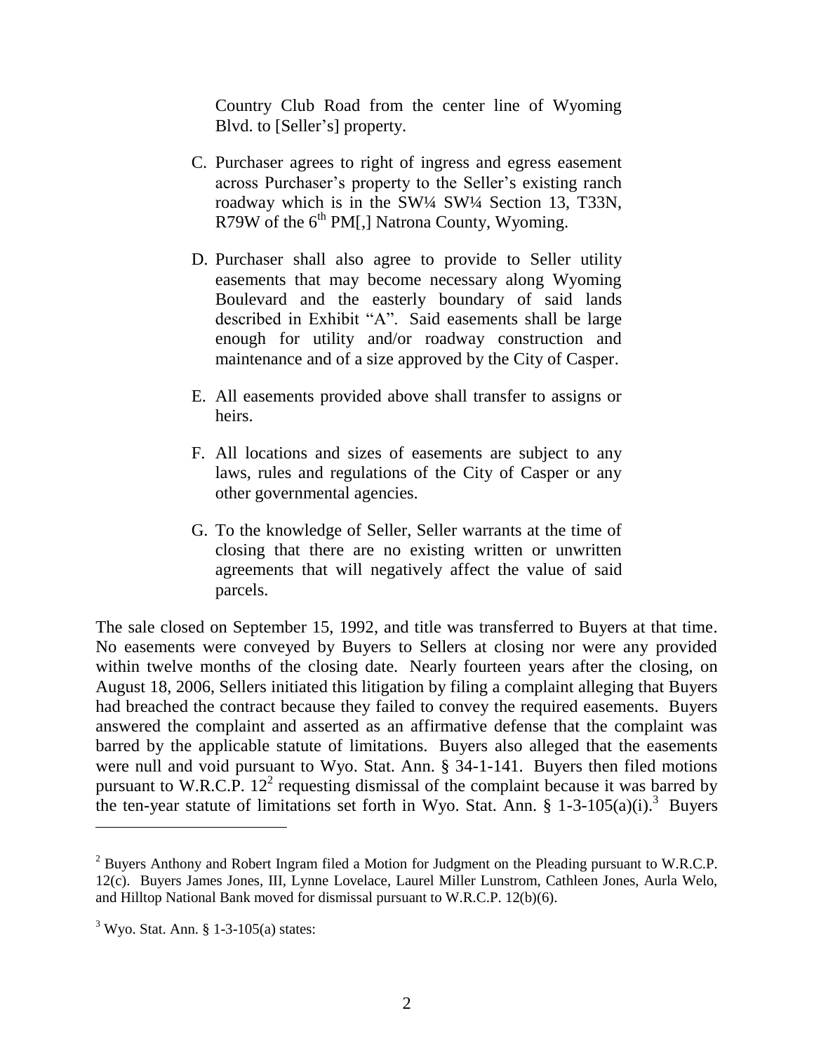Country Club Road from the center line of Wyoming Blvd. to [Seller's] property.

C. Purchaser agrees to right of ingress and egress easement across Purchaser's property to the Seller's existing ranch roadway which is in the SW¼ SW¼ Section 13, T33N, R79W of the 6th PM[,] Natrona County, Wyoming.

D. Purchaser shall also agree to provide to Seller utility easements that may become necessary along Wyoming Boulevard and the easterly boundary of said lands described in Exhibit "A". Said easements shall be large enough for utility and/or roadway construction and maintenance and of a size approved by the City of Casper.

E. All easements provided above shall transfer to assigns or heirs.

F. All locations and sizes of easements are subject to any laws, rules and regulations of the City of Casper or any other governmental agencies.

G. To the knowledge of Seller, Seller warrants at the time of closing that there are no existing written or unwritten agreements that will negatively affect the value of said parcels.

The sale closed on September 15, 1992, and title was transferred to Buyers at that time. No easements were conveyed by Buyers to Sellers at closing nor were any provided within twelve months of the closing date. Nearly fourteen years after the closing, on August 18, 2006, Sellers initiated this litigation by filing a complaint alleging that Buyers had breached the contract because they failed to convey the required easements. Buyers answered the complaint and asserted as an affirmative defense that the complaint was barred by the applicable statute of limitations. Buyers also alleged that the easements were null and void pursuant to Wyo. Stat. Ann. § 34-1-141. Buyers then filed motions pursuant to W.R.C.P. 12[2] requesting dismissal of the complaint because it was barred by the ten-year statute of limitations set forth in Wyo. Stat. Ann. § 1-3-105(a)(i).[3] Buyers

---

[2] Buyers Anthony and Robert Ingram filed a Motion for Judgment on the Pleading pursuant to W.R.C.P. 12(c). Buyers James Jones, III, Lynne Lovelace, Laurel Miller Lunstrom, Cathleen Jones, Aurla Welo, and Hilltop National Bank moved for dismissal pursuant to W.R.C.P. 12(b)(6).

[3] Wyo. Stat. Ann. § 1-3-105(a) states: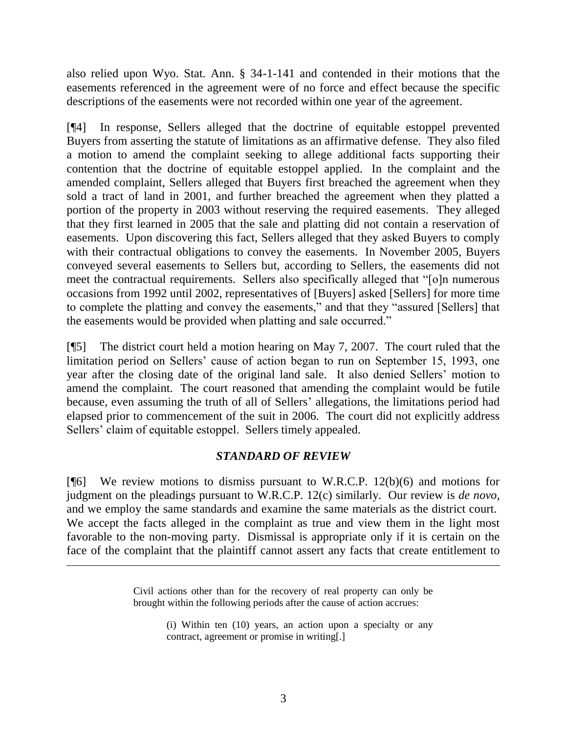also relied upon Wyo. Stat. Ann. § 34-1-141 and contended in their motions that the easements referenced in the agreement were of no force and effect because the specific descriptions of the easements were not recorded within one year of the agreement.

[¶4] In response, Sellers alleged that the doctrine of equitable estoppel prevented Buyers from asserting the statute of limitations as an affirmative defense. They also filed a motion to amend the complaint seeking to allege additional facts supporting their contention that the doctrine of equitable estoppel applied. In the complaint and the amended complaint, Sellers alleged that Buyers first breached the agreement when they sold a tract of land in 2001, and further breached the agreement when they platted a portion of the property in 2003 without reserving the required easements. They alleged that they first learned in 2005 that the sale and platting did not contain a reservation of easements. Upon discovering this fact, Sellers alleged that they asked Buyers to comply with their contractual obligations to convey the easements. In November 2005, Buyers conveyed several easements to Sellers but, according to Sellers, the easements did not meet the contractual requirements. Sellers also specifically alleged that "[o]n numerous occasions from 1992 until 2002, representatives of [Buyers] asked [Sellers] for more time to complete the platting and convey the easements," and that they "assured [Sellers] that the easements would be provided when platting and sale occurred."

[¶5] The district court held a motion hearing on May 7, 2007. The court ruled that the limitation period on Sellers' cause of action began to run on September 15, 1993, one year after the closing date of the original land sale. It also denied Sellers' motion to amend the complaint. The court reasoned that amending the complaint would be futile because, even assuming the truth of all of Sellers' allegations, the limitations period had elapsed prior to commencement of the suit in 2006. The court did not explicitly address Sellers' claim of equitable estoppel. Sellers timely appealed.

### *STANDARD OF REVIEW*

[¶6] We review motions to dismiss pursuant to W.R.C.P. 12(b)(6) and motions for judgment on the pleadings pursuant to W.R.C.P. 12(c) similarly. Our review is *de novo*, and we employ the same standards and examine the same materials as the district court. We accept the facts alleged in the complaint as true and view them in the light most favorable to the non-moving party. Dismissal is appropriate only if it is certain on the face of the complaint that the plaintiff cannot assert any facts that create entitlement to

---

> Civil actions other than for the recovery of real property can only be brought within the following periods after the cause of action accrues:
>
> > (i) Within ten (10) years, an action upon a specialty or any contract, agreement or promise in writing[.]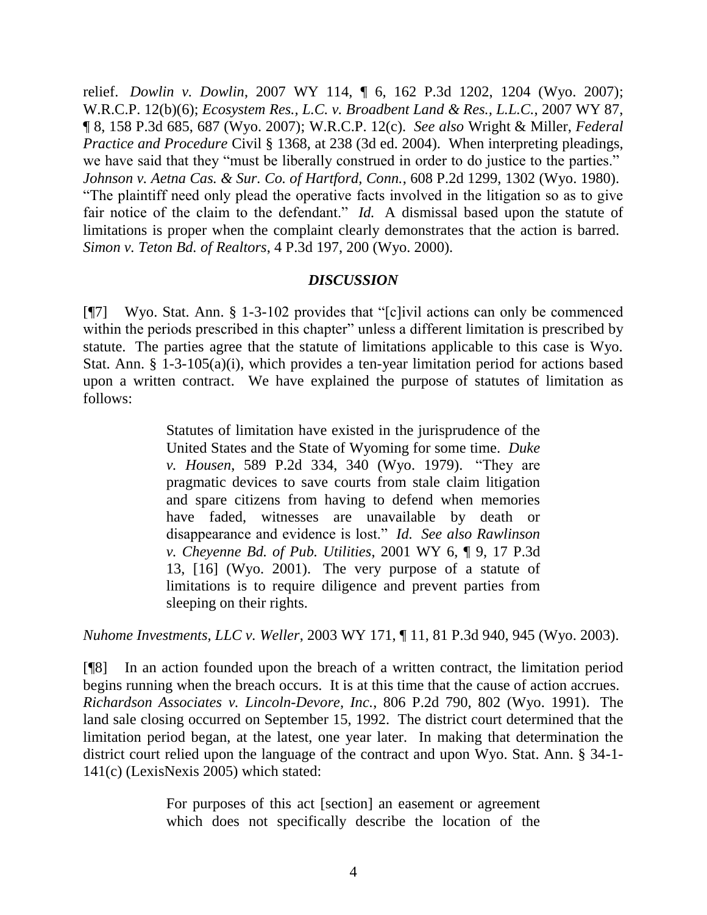relief. *Dowlin v. Dowlin*, 2007 WY 114, ¶ 6, 162 P.3d 1202, 1204 (Wyo. 2007); W.R.C.P. 12(b)(6); *Ecosystem Res., L.C. v. Broadbent Land & Res., L.L.C.*, 2007 WY 87, ¶ 8, 158 P.3d 685, 687 (Wyo. 2007); W.R.C.P. 12(c). *See also* Wright & Miller, *Federal Practice and Procedure* Civil § 1368, at 238 (3d ed. 2004). When interpreting pleadings, we have said that they "must be liberally construed in order to do justice to the parties." *Johnson v. Aetna Cas. & Sur. Co. of Hartford, Conn.*, 608 P.2d 1299, 1302 (Wyo. 1980). "The plaintiff need only plead the operative facts involved in the litigation so as to give fair notice of the claim to the defendant." *Id.* A dismissal based upon the statute of limitations is proper when the complaint clearly demonstrates that the action is barred. *Simon v. Teton Bd. of Realtors*, 4 P.3d 197, 200 (Wyo. 2000).

## *DISCUSSION*

[¶7] Wyo. Stat. Ann. § 1-3-102 provides that "[c]ivil actions can only be commenced within the periods prescribed in this chapter" unless a different limitation is prescribed by statute. The parties agree that the statute of limitations applicable to this case is Wyo. Stat. Ann. § 1-3-105(a)(i), which provides a ten-year limitation period for actions based upon a written contract. We have explained the purpose of statutes of limitation as follows:

> Statutes of limitation have existed in the jurisprudence of the United States and the State of Wyoming for some time. *Duke v. Housen*, 589 P.2d 334, 340 (Wyo. 1979). "They are pragmatic devices to save courts from stale claim litigation and spare citizens from having to defend when memories have faded, witnesses are unavailable by death or disappearance and evidence is lost." *Id. See also Rawlinson v. Cheyenne Bd. of Pub. Utilities*, 2001 WY 6, ¶ 9, 17 P.3d 13, [16] (Wyo. 2001). The very purpose of a statute of limitations is to require diligence and prevent parties from sleeping on their rights.

*Nuhome Investments, LLC v. Weller*, 2003 WY 171, ¶ 11, 81 P.3d 940, 945 (Wyo. 2003).

[¶8] In an action founded upon the breach of a written contract, the limitation period begins running when the breach occurs. It is at this time that the cause of action accrues. *Richardson Associates v. Lincoln-Devore, Inc.*, 806 P.2d 790, 802 (Wyo. 1991). The land sale closing occurred on September 15, 1992. The district court determined that the limitation period began, at the latest, one year later. In making that determination the district court relied upon the language of the contract and upon Wyo. Stat. Ann. § 34-1-141(c) (LexisNexis 2005) which stated:

> For purposes of this act [section] an easement or agreement which does not specifically describe the location of the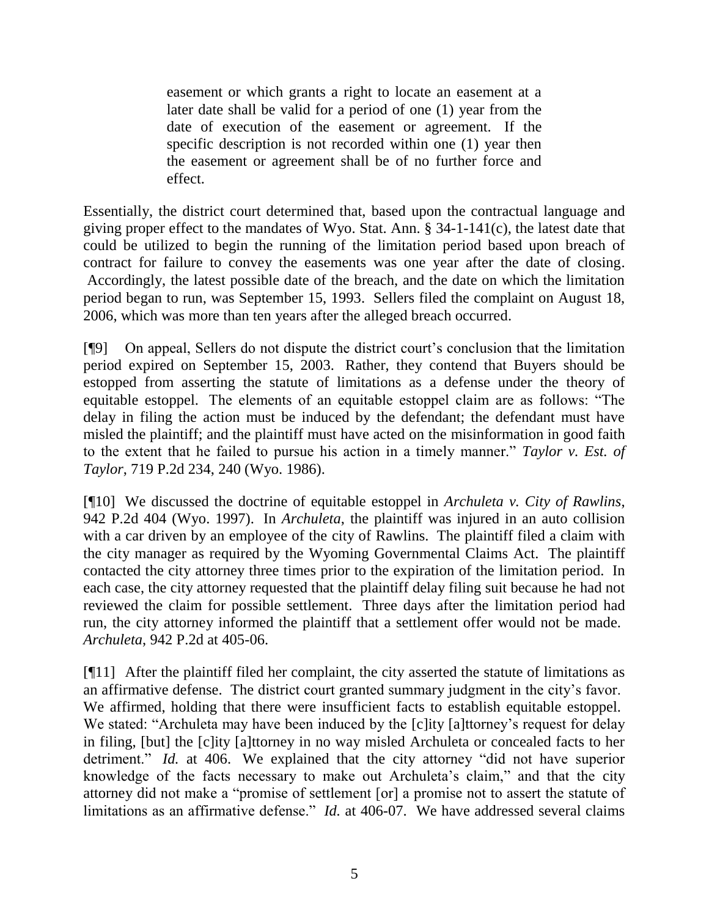> easement or which grants a right to locate an easement at a later date shall be valid for a period of one (1) year from the date of execution of the easement or agreement. If the specific description is not recorded within one (1) year then the easement or agreement shall be of no further force and effect.

Essentially, the district court determined that, based upon the contractual language and giving proper effect to the mandates of Wyo. Stat. Ann. § 34-1-141(c), the latest date that could be utilized to begin the running of the limitation period based upon breach of contract for failure to convey the easements was one year after the date of closing. Accordingly, the latest possible date of the breach, and the date on which the limitation period began to run, was September 15, 1993. Sellers filed the complaint on August 18, 2006, which was more than ten years after the alleged breach occurred.

[¶9] On appeal, Sellers do not dispute the district court's conclusion that the limitation period expired on September 15, 2003. Rather, they contend that Buyers should be estopped from asserting the statute of limitations as a defense under the theory of equitable estoppel. The elements of an equitable estoppel claim are as follows: "The delay in filing the action must be induced by the defendant; the defendant must have misled the plaintiff; and the plaintiff must have acted on the misinformation in good faith to the extent that he failed to pursue his action in a timely manner." *Taylor v. Est. of Taylor*, 719 P.2d 234, 240 (Wyo. 1986).

[¶10] We discussed the doctrine of equitable estoppel in *Archuleta v. City of Rawlins*, 942 P.2d 404 (Wyo. 1997). In *Archuleta*, the plaintiff was injured in an auto collision with a car driven by an employee of the city of Rawlins. The plaintiff filed a claim with the city manager as required by the Wyoming Governmental Claims Act. The plaintiff contacted the city attorney three times prior to the expiration of the limitation period. In each case, the city attorney requested that the plaintiff delay filing suit because he had not reviewed the claim for possible settlement. Three days after the limitation period had run, the city attorney informed the plaintiff that a settlement offer would not be made. *Archuleta*, 942 P.2d at 405-06.

[¶11] After the plaintiff filed her complaint, the city asserted the statute of limitations as an affirmative defense. The district court granted summary judgment in the city's favor. We affirmed, holding that there were insufficient facts to establish equitable estoppel. We stated: "Archuleta may have been induced by the [c]ity [a]ttorney's request for delay in filing, [but] the [c]ity [a]ttorney in no way misled Archuleta or concealed facts to her detriment." *Id.* at 406. We explained that the city attorney "did not have superior knowledge of the facts necessary to make out Archuleta's claim," and that the city attorney did not make a "promise of settlement [or] a promise not to assert the statute of limitations as an affirmative defense." *Id.* at 406-07. We have addressed several claims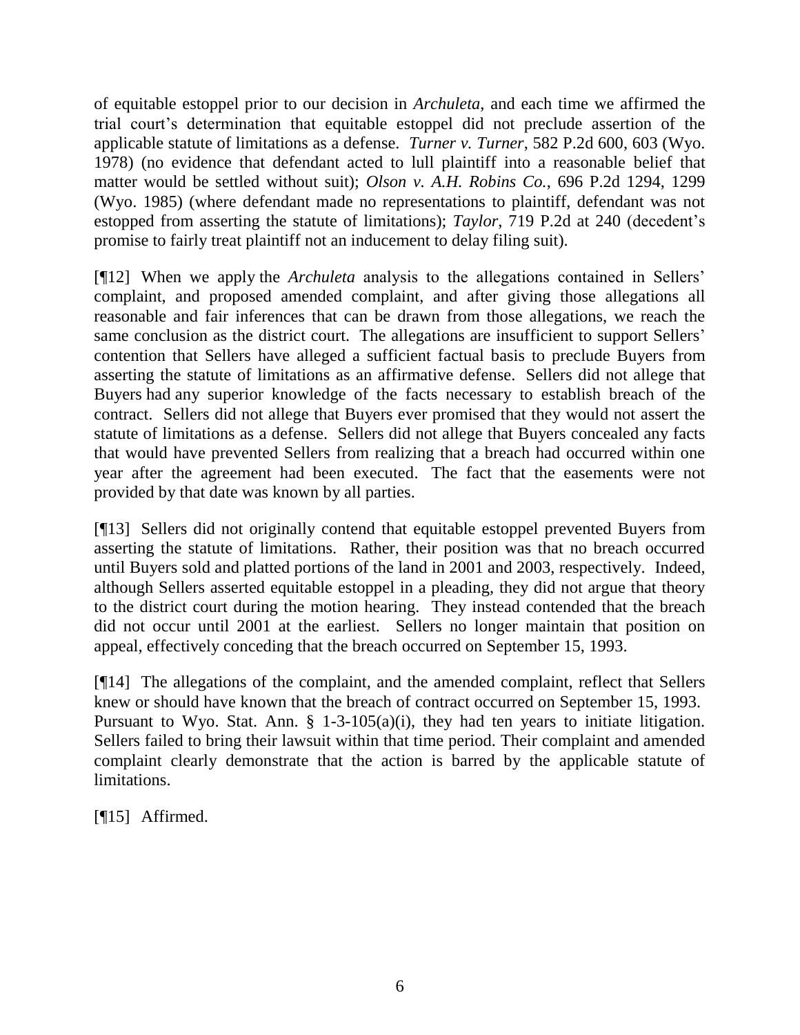of equitable estoppel prior to our decision in *Archuleta*, and each time we affirmed the trial court's determination that equitable estoppel did not preclude assertion of the applicable statute of limitations as a defense. *Turner v. Turner*, 582 P.2d 600, 603 (Wyo. 1978) (no evidence that defendant acted to lull plaintiff into a reasonable belief that matter would be settled without suit); *Olson v. A.H. Robins Co.*, 696 P.2d 1294, 1299 (Wyo. 1985) (where defendant made no representations to plaintiff, defendant was not estopped from asserting the statute of limitations); *Taylor*, 719 P.2d at 240 (decedent's promise to fairly treat plaintiff not an inducement to delay filing suit).

[¶12] When we apply the *Archuleta* analysis to the allegations contained in Sellers' complaint, and proposed amended complaint, and after giving those allegations all reasonable and fair inferences that can be drawn from those allegations, we reach the same conclusion as the district court. The allegations are insufficient to support Sellers' contention that Sellers have alleged a sufficient factual basis to preclude Buyers from asserting the statute of limitations as an affirmative defense. Sellers did not allege that Buyers had any superior knowledge of the facts necessary to establish breach of the contract. Sellers did not allege that Buyers ever promised that they would not assert the statute of limitations as a defense. Sellers did not allege that Buyers concealed any facts that would have prevented Sellers from realizing that a breach had occurred within one year after the agreement had been executed. The fact that the easements were not provided by that date was known by all parties.

[¶13] Sellers did not originally contend that equitable estoppel prevented Buyers from asserting the statute of limitations. Rather, their position was that no breach occurred until Buyers sold and platted portions of the land in 2001 and 2003, respectively. Indeed, although Sellers asserted equitable estoppel in a pleading, they did not argue that theory to the district court during the motion hearing. They instead contended that the breach did not occur until 2001 at the earliest. Sellers no longer maintain that position on appeal, effectively conceding that the breach occurred on September 15, 1993.

[¶14] The allegations of the complaint, and the amended complaint, reflect that Sellers knew or should have known that the breach of contract occurred on September 15, 1993. Pursuant to Wyo. Stat. Ann. § 1-3-105(a)(i), they had ten years to initiate litigation. Sellers failed to bring their lawsuit within that time period. Their complaint and amended complaint clearly demonstrate that the action is barred by the applicable statute of limitations.

[¶15] Affirmed.